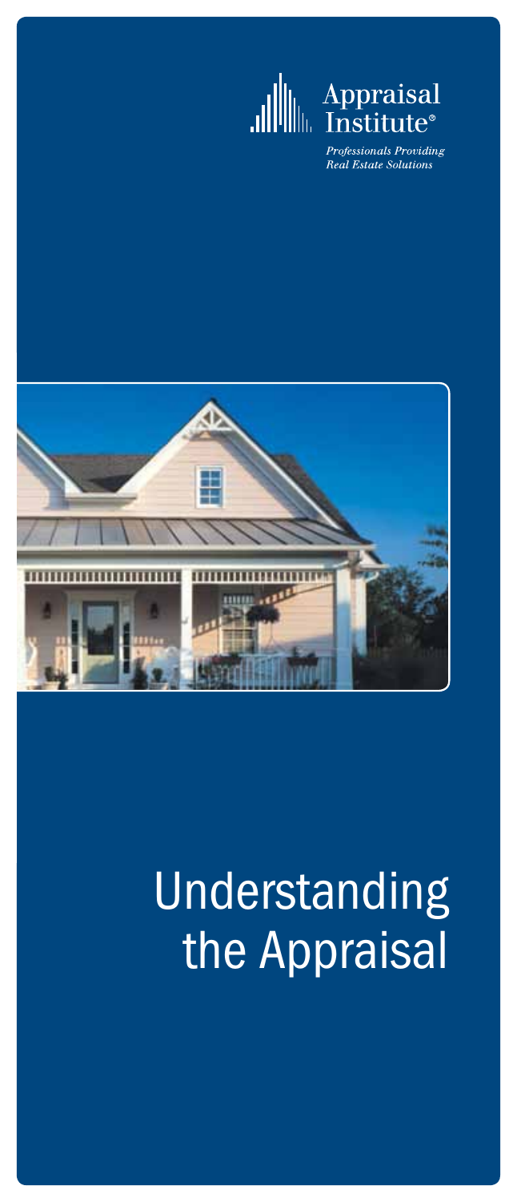Appraisal Institute®

*Professionals Providing Real Estate Solutions*

# Understanding the Appraisal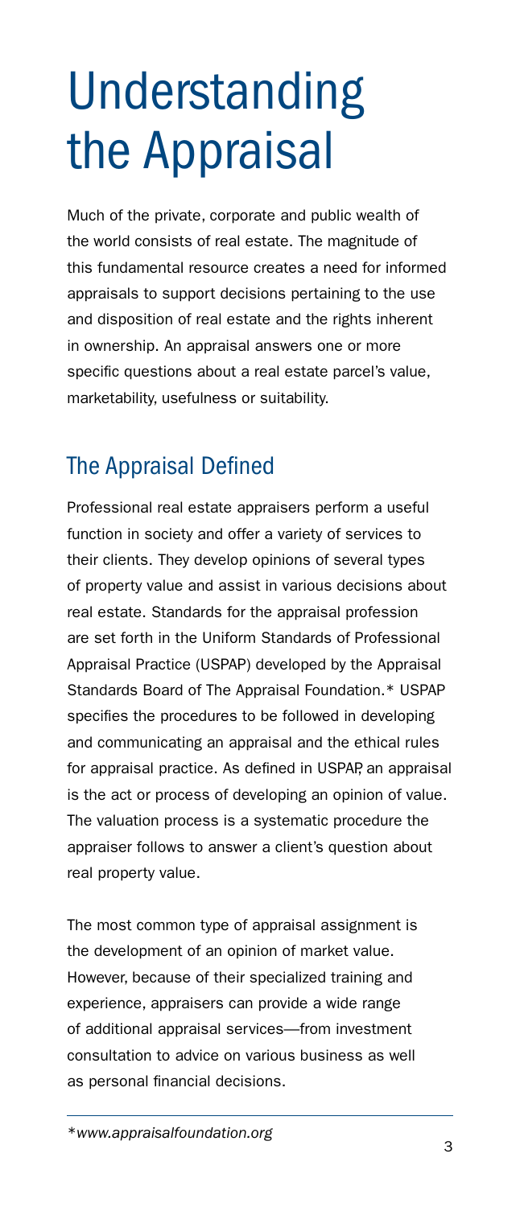# Understanding the Appraisal

Much of the private, corporate and public wealth of the world consists of real estate. The magnitude of this fundamental resource creates a need for informed appraisals to support decisions pertaining to the use and disposition of real estate and the rights inherent in ownership. An appraisal answers one or more specific questions about a real estate parcel's value, marketability, usefulness or suitability.

## The Appraisal Defined

Professional real estate appraisers perform a useful function in society and offer a variety of services to their clients. They develop opinions of several types of property value and assist in various decisions about real estate. Standards for the appraisal profession are set forth in the Uniform Standards of Professional Appraisal Practice (USPAP) developed by the Appraisal Standards Board of The Appraisal Foundation.* USPAP specifies the procedures to be followed in developing and communicating an appraisal and the ethical rules for appraisal practice. As defined in USPAP, an appraisal is the act or process of developing an opinion of value. The valuation process is a systematic procedure the appraiser follows to answer a client's question about real property value.

The most common type of appraisal assignment is the development of an opinion of market value. However, because of their specialized training and experience, appraisers can provide a wide range of additional appraisal services—from investment consultation to advice on various business as well as personal financial decisions.

*\*www.appraisalfoundation.org*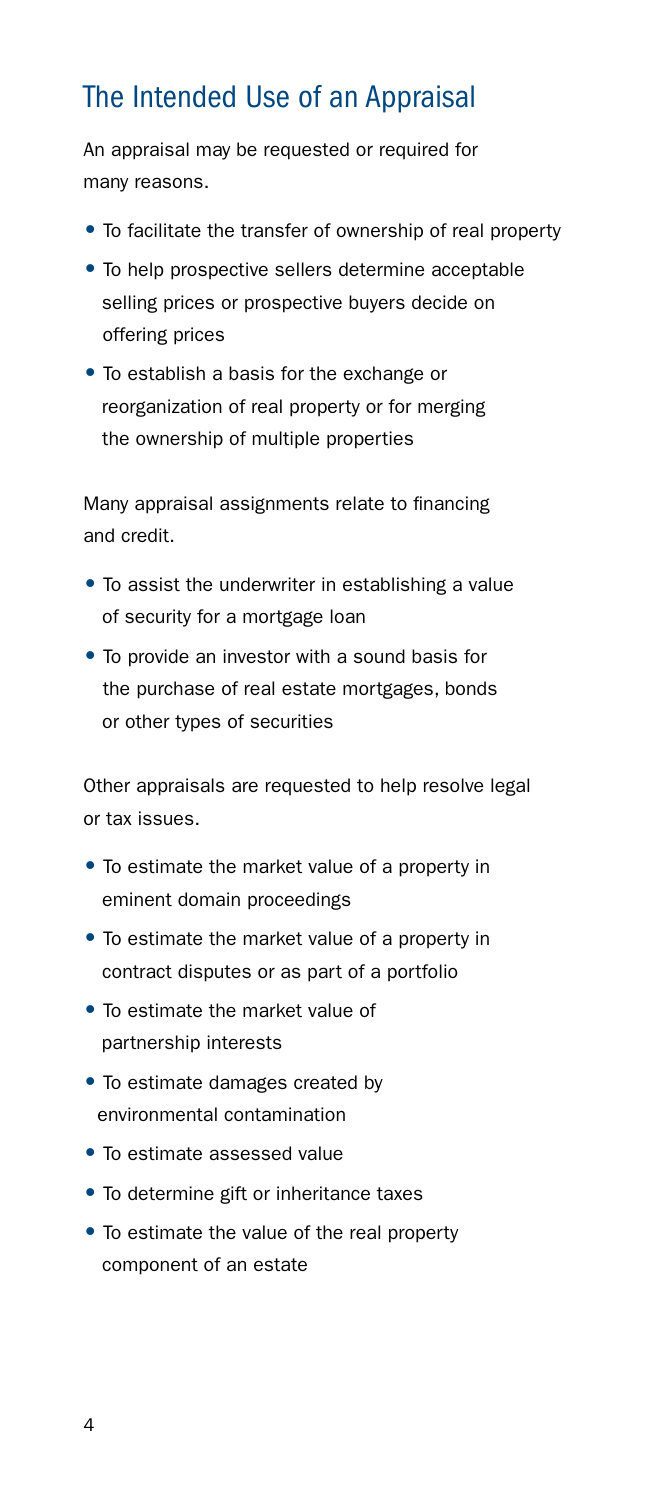## The Intended Use of an Appraisal

An appraisal may be requested or required for many reasons.

- To facilitate the transfer of ownership of real property
- To help prospective sellers determine acceptable selling prices or prospective buyers decide on offering prices
- To establish a basis for the exchange or reorganization of real property or for merging the ownership of multiple properties

Many appraisal assignments relate to financing and credit.

- To assist the underwriter in establishing a value of security for a mortgage loan
- To provide an investor with a sound basis for the purchase of real estate mortgages, bonds or other types of securities

Other appraisals are requested to help resolve legal or tax issues.

- To estimate the market value of a property in eminent domain proceedings
- To estimate the market value of a property in contract disputes or as part of a portfolio
- To estimate the market value of partnership interests
- To estimate damages created by environmental contamination
- To estimate assessed value
- To determine gift or inheritance taxes
- To estimate the value of the real property component of an estate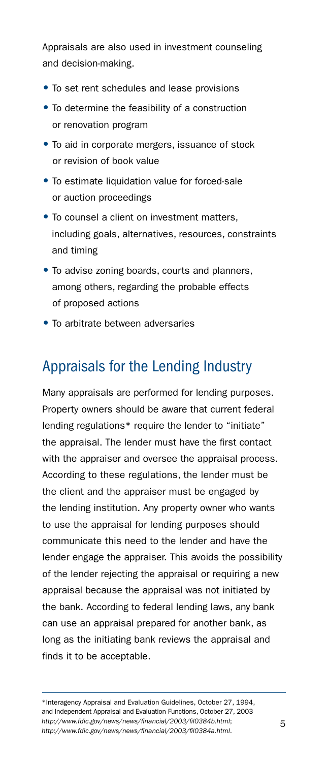Appraisals are also used in investment counseling and decision-making.

- To set rent schedules and lease provisions
- To determine the feasibility of a construction or renovation program
- To aid in corporate mergers, issuance of stock or revision of book value
- To estimate liquidation value for forced-sale or auction proceedings
- To counsel a client on investment matters, including goals, alternatives, resources, constraints and timing
- To advise zoning boards, courts and planners, among others, regarding the probable effects of proposed actions
- To arbitrate between adversaries

## Appraisals for the Lending Industry

Many appraisals are performed for lending purposes. Property owners should be aware that current federal lending regulations* require the lender to "initiate" the appraisal. The lender must have the first contact with the appraiser and oversee the appraisal process. According to these regulations, the lender must be the client and the appraiser must be engaged by the lending institution. Any property owner who wants to use the appraisal for lending purposes should communicate this need to the lender and have the lender engage the appraiser. This avoids the possibility of the lender rejecting the appraisal or requiring a new appraisal because the appraisal was not initiated by the bank. According to federal lending laws, any bank can use an appraisal prepared for another bank, as long as the initiating bank reviews the appraisal and finds it to be acceptable.

---

*Interagency Appraisal and Evaluation Guidelines, October 27, 1994, and Independent Appraisal and Evaluation Functions, October 27, 2003 *http://www.fdic.gov/news/news/financial/2003/fil0384b.html*; *http://www.fdic.gov/news/news/financial/2003/fil0384a.html*.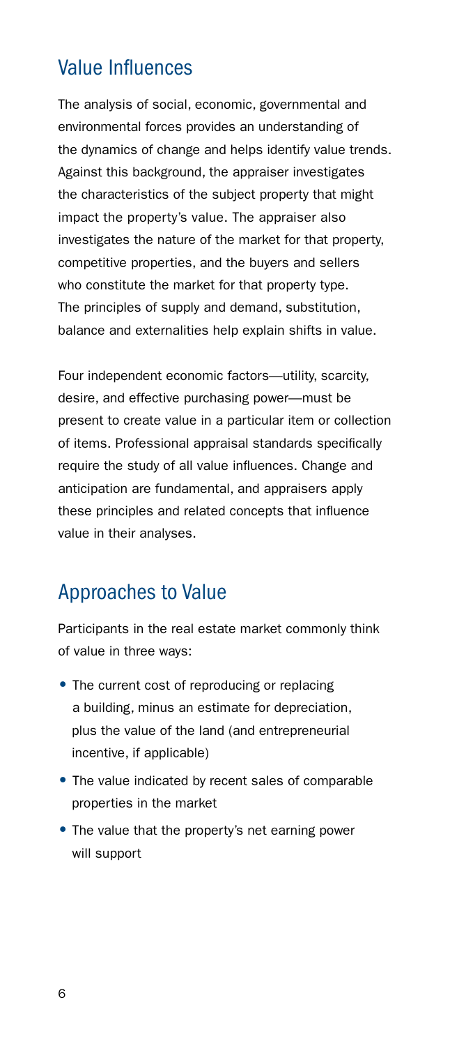## Value Influences

The analysis of social, economic, governmental and environmental forces provides an understanding of the dynamics of change and helps identify value trends. Against this background, the appraiser investigates the characteristics of the subject property that might impact the property's value. The appraiser also investigates the nature of the market for that property, competitive properties, and the buyers and sellers who constitute the market for that property type. The principles of supply and demand, substitution, balance and externalities help explain shifts in value.

Four independent economic factors—utility, scarcity, desire, and effective purchasing power—must be present to create value in a particular item or collection of items. Professional appraisal standards specifically require the study of all value influences. Change and anticipation are fundamental, and appraisers apply these principles and related concepts that influence value in their analyses.

## Approaches to Value

Participants in the real estate market commonly think of value in three ways:

- The current cost of reproducing or replacing a building, minus an estimate for depreciation, plus the value of the land (and entrepreneurial incentive, if applicable)
- The value indicated by recent sales of comparable properties in the market
- The value that the property's net earning power will support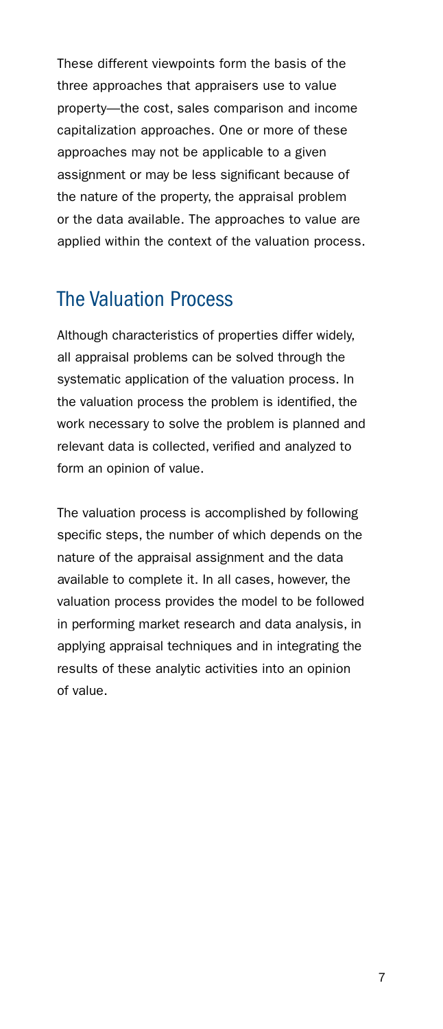These different viewpoints form the basis of the three approaches that appraisers use to value property—the cost, sales comparison and income capitalization approaches. One or more of these approaches may not be applicable to a given assignment or may be less significant because of the nature of the property, the appraisal problem or the data available. The approaches to value are applied within the context of the valuation process.

## The Valuation Process

Although characteristics of properties differ widely, all appraisal problems can be solved through the systematic application of the valuation process. In the valuation process the problem is identified, the work necessary to solve the problem is planned and relevant data is collected, verified and analyzed to form an opinion of value.

The valuation process is accomplished by following specific steps, the number of which depends on the nature of the appraisal assignment and the data available to complete it. In all cases, however, the valuation process provides the model to be followed in performing market research and data analysis, in applying appraisal techniques and in integrating the results of these analytic activities into an opinion of value.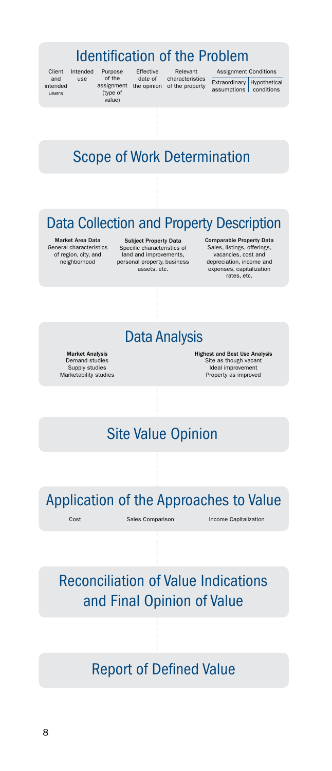## Identification of the Problem

- Client and intended users
- Intended use
- Purpose of the assignment (type of value)
- Effective date of the opinion
- Relevant characteristics of the property
- Assignment Conditions
  - Extraordinary assumptions
  - Hypothetical conditions

## Scope of Work Determination

## Data Collection and Property Description

**Market Area Data**
General characteristics of region, city, and neighborhood

**Subject Property Data**
Specific characteristics of land and improvements, personal property, business assets, etc.

**Comparable Property Data**
Sales, listings, offerings, vacancies, cost and depreciation, income and expenses, capitalization rates, etc.

## Data Analysis

**Market Analysis**
Demand studies
Supply studies
Marketability studies

**Highest and Best Use Analysis**
Site as though vacant
Ideal improvement
Property as improved

## Site Value Opinion

## Application of the Approaches to Value

- Cost
- Sales Comparison
- Income Capitalization

## Reconciliation of Value Indications and Final Opinion of Value

## Report of Defined Value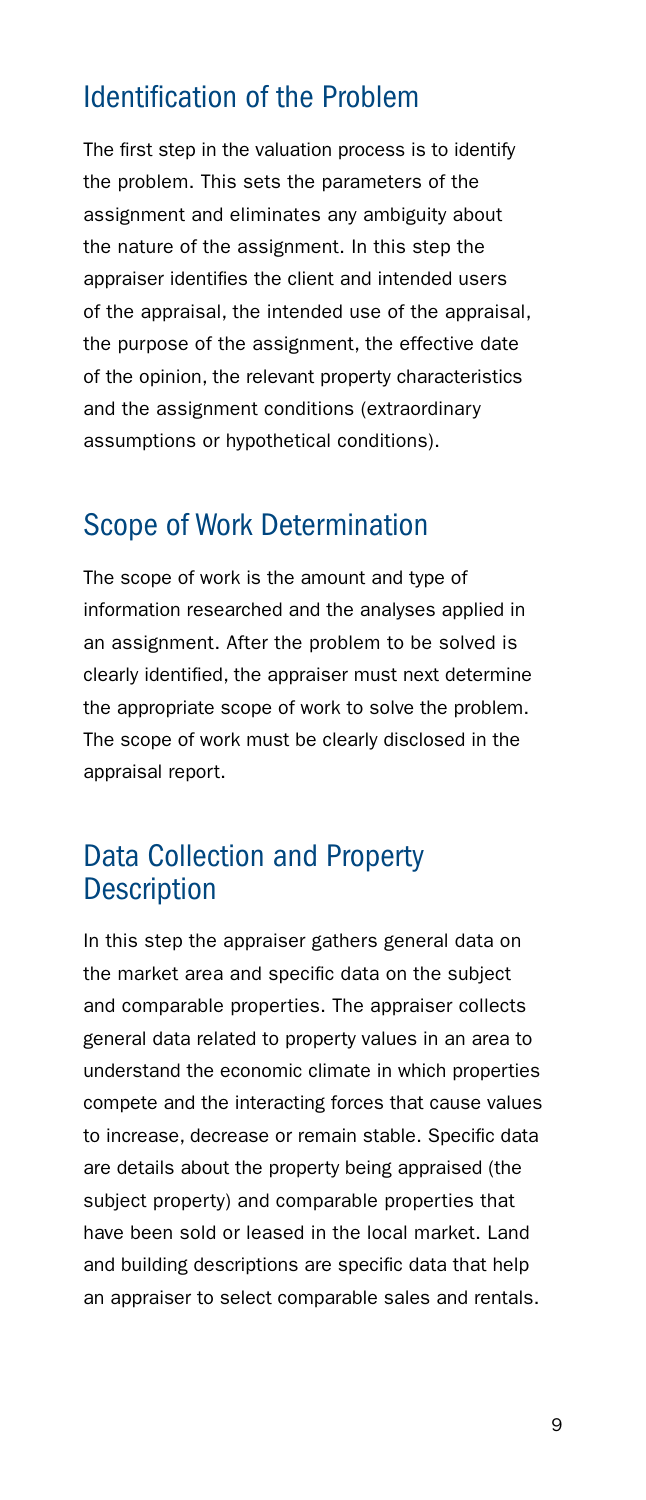## Identification of the Problem

The first step in the valuation process is to identify the problem. This sets the parameters of the assignment and eliminates any ambiguity about the nature of the assignment. In this step the appraiser identifies the client and intended users of the appraisal, the intended use of the appraisal, the purpose of the assignment, the effective date of the opinion, the relevant property characteristics and the assignment conditions (extraordinary assumptions or hypothetical conditions).

## Scope of Work Determination

The scope of work is the amount and type of information researched and the analyses applied in an assignment. After the problem to be solved is clearly identified, the appraiser must next determine the appropriate scope of work to solve the problem. The scope of work must be clearly disclosed in the appraisal report.

## Data Collection and Property Description

In this step the appraiser gathers general data on the market area and specific data on the subject and comparable properties. The appraiser collects general data related to property values in an area to understand the economic climate in which properties compete and the interacting forces that cause values to increase, decrease or remain stable. Specific data are details about the property being appraised (the subject property) and comparable properties that have been sold or leased in the local market. Land and building descriptions are specific data that help an appraiser to select comparable sales and rentals.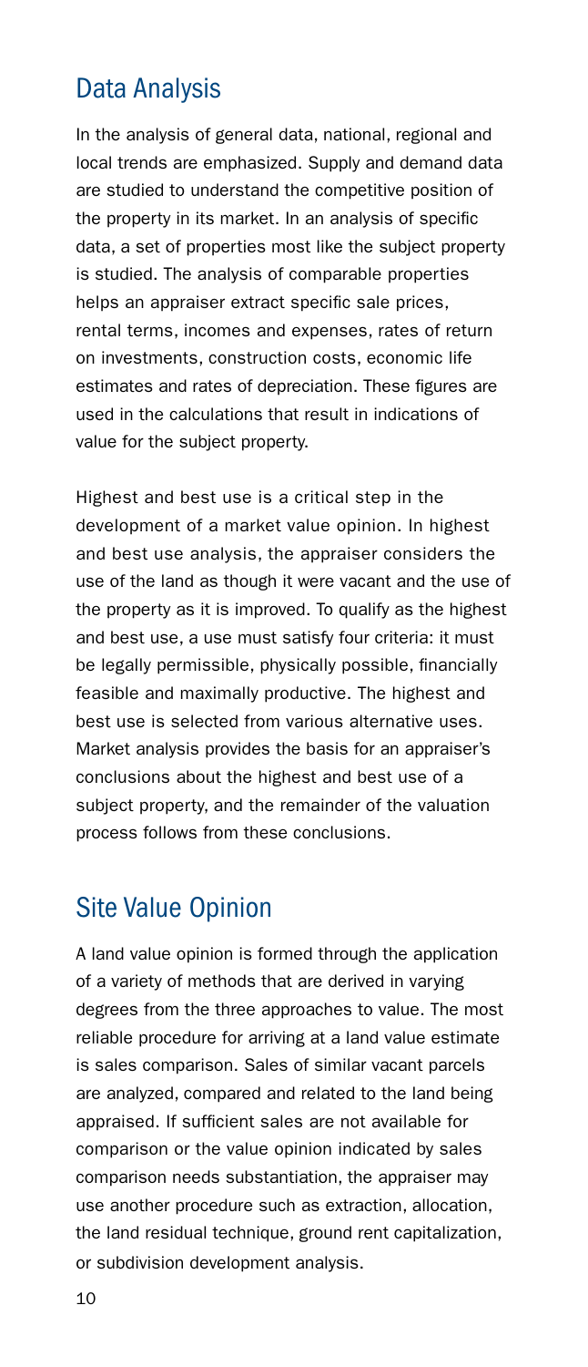## Data Analysis

In the analysis of general data, national, regional and local trends are emphasized. Supply and demand data are studied to understand the competitive position of the property in its market. In an analysis of specific data, a set of properties most like the subject property is studied. The analysis of comparable properties helps an appraiser extract specific sale prices, rental terms, incomes and expenses, rates of return on investments, construction costs, economic life estimates and rates of depreciation. These figures are used in the calculations that result in indications of value for the subject property.

Highest and best use is a critical step in the development of a market value opinion. In highest and best use analysis, the appraiser considers the use of the land as though it were vacant and the use of the property as it is improved. To qualify as the highest and best use, a use must satisfy four criteria: it must be legally permissible, physically possible, financially feasible and maximally productive. The highest and best use is selected from various alternative uses. Market analysis provides the basis for an appraiser's conclusions about the highest and best use of a subject property, and the remainder of the valuation process follows from these conclusions.

## Site Value Opinion

A land value opinion is formed through the application of a variety of methods that are derived in varying degrees from the three approaches to value. The most reliable procedure for arriving at a land value estimate is sales comparison. Sales of similar vacant parcels are analyzed, compared and related to the land being appraised. If sufficient sales are not available for comparison or the value opinion indicated by sales comparison needs substantiation, the appraiser may use another procedure such as extraction, allocation, the land residual technique, ground rent capitalization, or subdivision development analysis.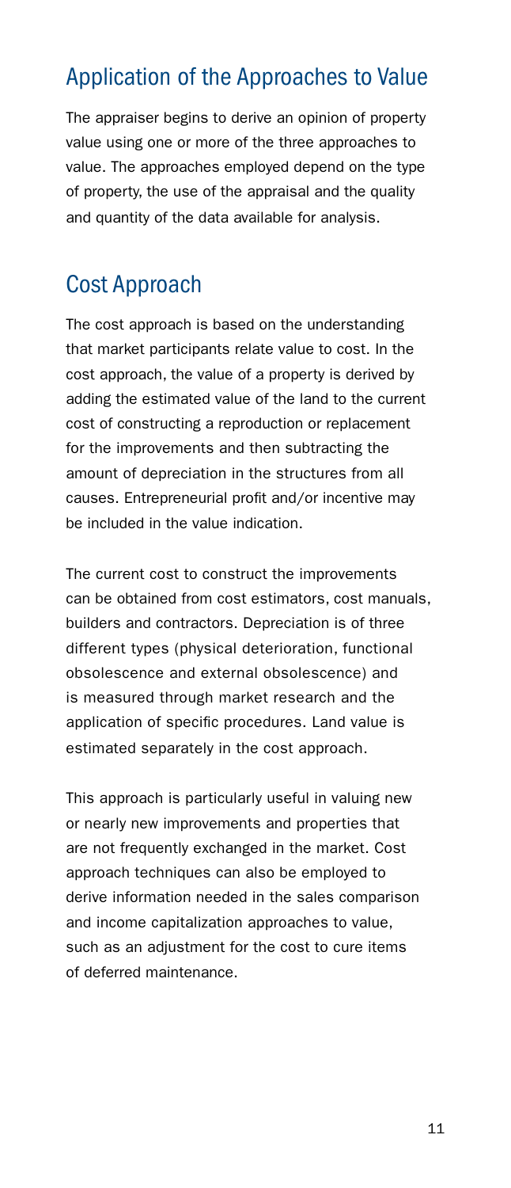## Application of the Approaches to Value

The appraiser begins to derive an opinion of property value using one or more of the three approaches to value. The approaches employed depend on the type of property, the use of the appraisal and the quality and quantity of the data available for analysis.

## Cost Approach

The cost approach is based on the understanding that market participants relate value to cost. In the cost approach, the value of a property is derived by adding the estimated value of the land to the current cost of constructing a reproduction or replacement for the improvements and then subtracting the amount of depreciation in the structures from all causes. Entrepreneurial profit and/or incentive may be included in the value indication.

The current cost to construct the improvements can be obtained from cost estimators, cost manuals, builders and contractors. Depreciation is of three different types (physical deterioration, functional obsolescence and external obsolescence) and is measured through market research and the application of specific procedures. Land value is estimated separately in the cost approach.

This approach is particularly useful in valuing new or nearly new improvements and properties that are not frequently exchanged in the market. Cost approach techniques can also be employed to derive information needed in the sales comparison and income capitalization approaches to value, such as an adjustment for the cost to cure items of deferred maintenance.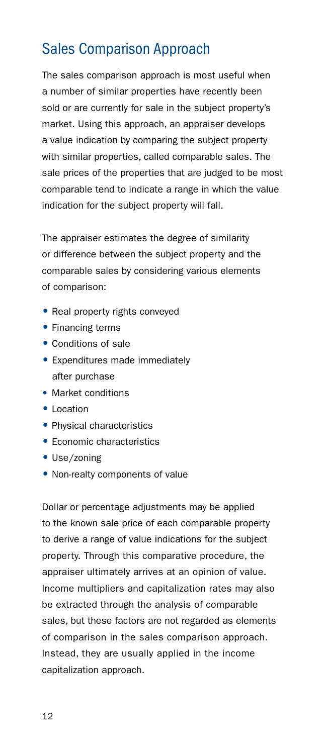## Sales Comparison Approach

The sales comparison approach is most useful when a number of similar properties have recently been sold or are currently for sale in the subject property's market. Using this approach, an appraiser develops a value indication by comparing the subject property with similar properties, called comparable sales. The sale prices of the properties that are judged to be most comparable tend to indicate a range in which the value indication for the subject property will fall.

The appraiser estimates the degree of similarity or difference between the subject property and the comparable sales by considering various elements of comparison:

- Real property rights conveyed
- Financing terms
- Conditions of sale
- Expenditures made immediately after purchase
- Market conditions
- Location
- Physical characteristics
- Economic characteristics
- Use/zoning
- Non-realty components of value

Dollar or percentage adjustments may be applied to the known sale price of each comparable property to derive a range of value indications for the subject property. Through this comparative procedure, the appraiser ultimately arrives at an opinion of value. Income multipliers and capitalization rates may also be extracted through the analysis of comparable sales, but these factors are not regarded as elements of comparison in the sales comparison approach. Instead, they are usually applied in the income capitalization approach.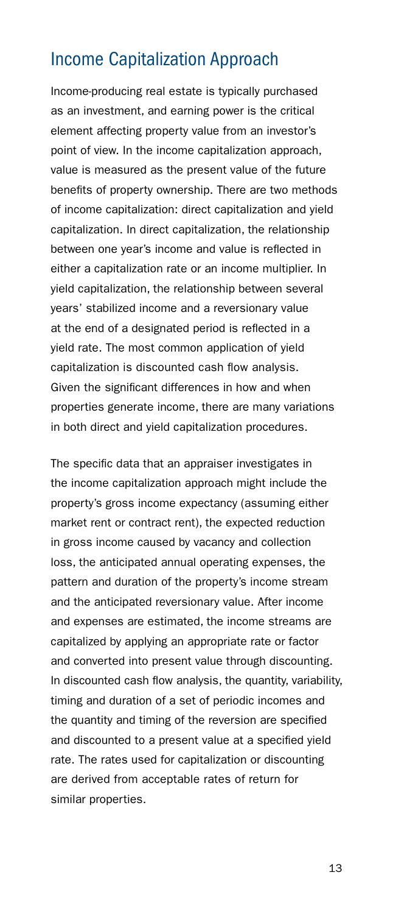## Income Capitalization Approach

Income-producing real estate is typically purchased as an investment, and earning power is the critical element affecting property value from an investor's point of view. In the income capitalization approach, value is measured as the present value of the future benefits of property ownership. There are two methods of income capitalization: direct capitalization and yield capitalization. In direct capitalization, the relationship between one year's income and value is reflected in either a capitalization rate or an income multiplier. In yield capitalization, the relationship between several years' stabilized income and a reversionary value at the end of a designated period is reflected in a yield rate. The most common application of yield capitalization is discounted cash flow analysis. Given the significant differences in how and when properties generate income, there are many variations in both direct and yield capitalization procedures.

The specific data that an appraiser investigates in the income capitalization approach might include the property's gross income expectancy (assuming either market rent or contract rent), the expected reduction in gross income caused by vacancy and collection loss, the anticipated annual operating expenses, the pattern and duration of the property's income stream and the anticipated reversionary value. After income and expenses are estimated, the income streams are capitalized by applying an appropriate rate or factor and converted into present value through discounting. In discounted cash flow analysis, the quantity, variability, timing and duration of a set of periodic incomes and the quantity and timing of the reversion are specified and discounted to a present value at a specified yield rate. The rates used for capitalization or discounting are derived from acceptable rates of return for similar properties.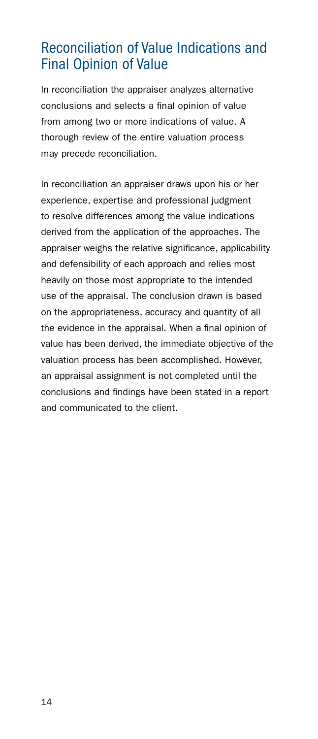## Reconciliation of Value Indications and Final Opinion of Value

In reconciliation the appraiser analyzes alternative conclusions and selects a final opinion of value from among two or more indications of value. A thorough review of the entire valuation process may precede reconciliation.

In reconciliation an appraiser draws upon his or her experience, expertise and professional judgment to resolve differences among the value indications derived from the application of the approaches. The appraiser weighs the relative significance, applicability and defensibility of each approach and relies most heavily on those most appropriate to the intended use of the appraisal. The conclusion drawn is based on the appropriateness, accuracy and quantity of all the evidence in the appraisal. When a final opinion of value has been derived, the immediate objective of the valuation process has been accomplished. However, an appraisal assignment is not completed until the conclusions and findings have been stated in a report and communicated to the client.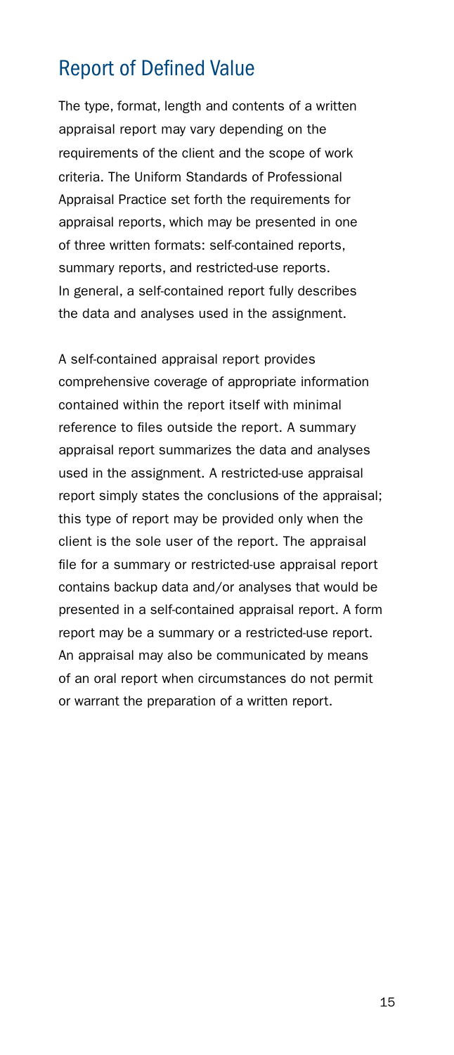## Report of Defined Value

The type, format, length and contents of a written appraisal report may vary depending on the requirements of the client and the scope of work criteria. The Uniform Standards of Professional Appraisal Practice set forth the requirements for appraisal reports, which may be presented in one of three written formats: self-contained reports, summary reports, and restricted-use reports. In general, a self-contained report fully describes the data and analyses used in the assignment.

A self-contained appraisal report provides comprehensive coverage of appropriate information contained within the report itself with minimal reference to files outside the report. A summary appraisal report summarizes the data and analyses used in the assignment. A restricted-use appraisal report simply states the conclusions of the appraisal; this type of report may be provided only when the client is the sole user of the report. The appraisal file for a summary or restricted-use appraisal report contains backup data and/or analyses that would be presented in a self-contained appraisal report. A form report may be a summary or a restricted-use report. An appraisal may also be communicated by means of an oral report when circumstances do not permit or warrant the preparation of a written report.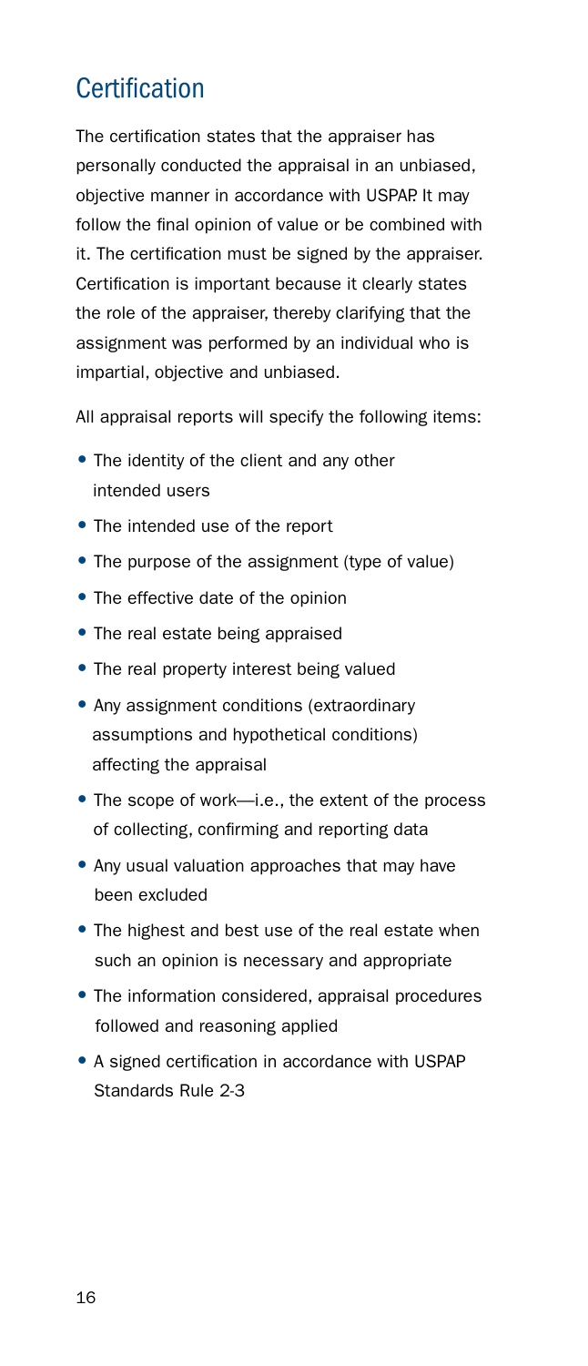## Certification

The certification states that the appraiser has personally conducted the appraisal in an unbiased, objective manner in accordance with USPAP. It may follow the final opinion of value or be combined with it. The certification must be signed by the appraiser. Certification is important because it clearly states the role of the appraiser, thereby clarifying that the assignment was performed by an individual who is impartial, objective and unbiased.

All appraisal reports will specify the following items:

- The identity of the client and any other intended users
- The intended use of the report
- The purpose of the assignment (type of value)
- The effective date of the opinion
- The real estate being appraised
- The real property interest being valued
- Any assignment conditions (extraordinary assumptions and hypothetical conditions) affecting the appraisal
- The scope of work—i.e., the extent of the process of collecting, confirming and reporting data
- Any usual valuation approaches that may have been excluded
- The highest and best use of the real estate when such an opinion is necessary and appropriate
- The information considered, appraisal procedures followed and reasoning applied
- A signed certification in accordance with USPAP Standards Rule 2-3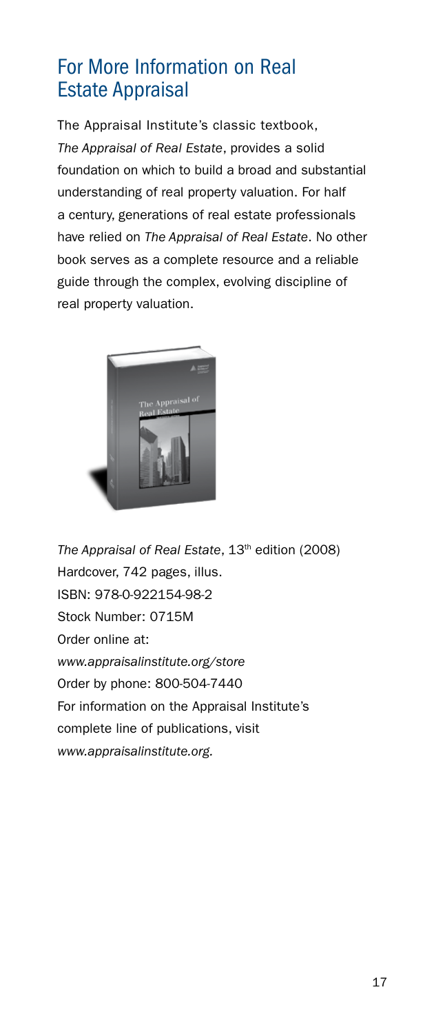## For More Information on Real Estate Appraisal

The Appraisal Institute's classic textbook, *The Appraisal of Real Estate*, provides a solid foundation on which to build a broad and substantial understanding of real property valuation. For half a century, generations of real estate professionals have relied on *The Appraisal of Real Estate*. No other book serves as a complete resource and a reliable guide through the complex, evolving discipline of real property valuation.

*The Appraisal of Real Estate*, 13th edition (2008)
Hardcover, 742 pages, illus.
ISBN: 978-0-922154-98-2
Stock Number: 0715M
Order online at:
*www.appraisalinstitute.org/store*
Order by phone: 800-504-7440
For information on the Appraisal Institute's complete line of publications, visit
*www.appraisalinstitute.org*.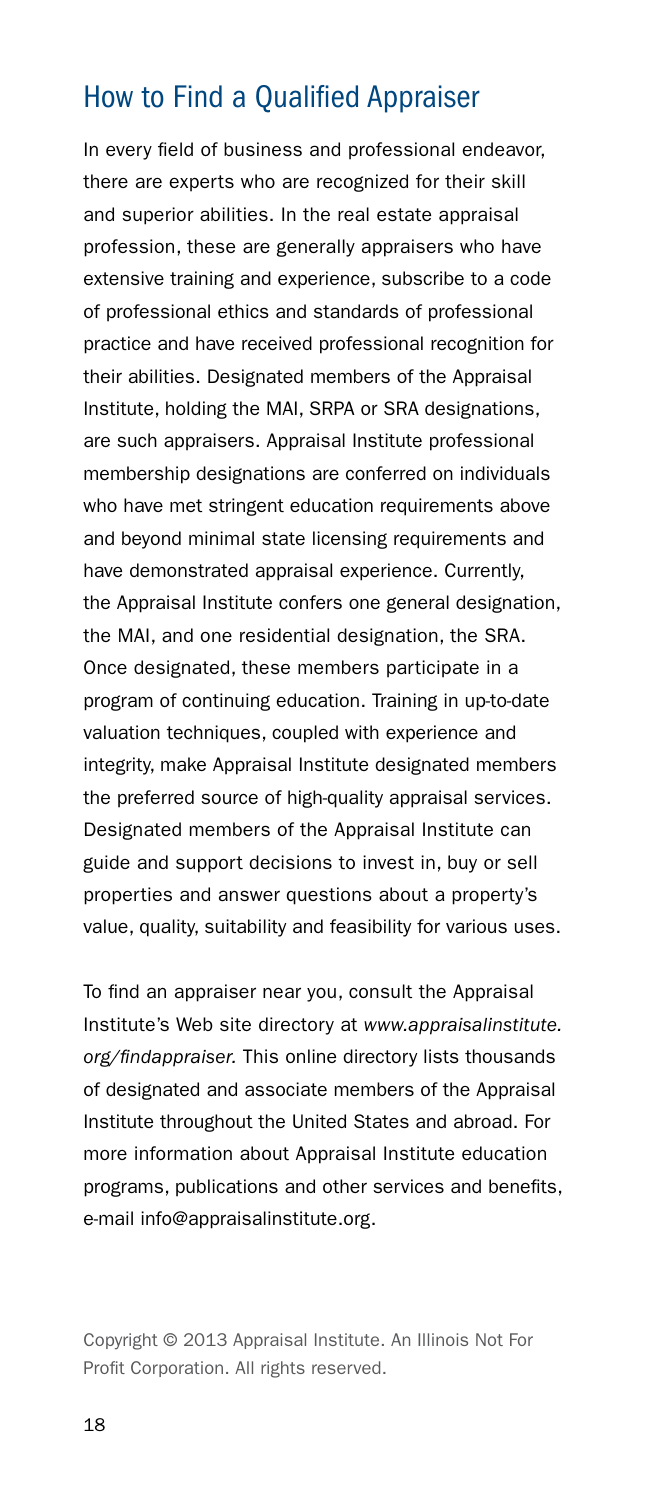## How to Find a Qualified Appraiser

In every field of business and professional endeavor, there are experts who are recognized for their skill and superior abilities. In the real estate appraisal profession, these are generally appraisers who have extensive training and experience, subscribe to a code of professional ethics and standards of professional practice and have received professional recognition for their abilities. Designated members of the Appraisal Institute, holding the MAI, SRPA or SRA designations, are such appraisers. Appraisal Institute professional membership designations are conferred on individuals who have met stringent education requirements above and beyond minimal state licensing requirements and have demonstrated appraisal experience. Currently, the Appraisal Institute confers one general designation, the MAI, and one residential designation, the SRA. Once designated, these members participate in a program of continuing education. Training in up-to-date valuation techniques, coupled with experience and integrity, make Appraisal Institute designated members the preferred source of high-quality appraisal services. Designated members of the Appraisal Institute can guide and support decisions to invest in, buy or sell properties and answer questions about a property's value, quality, suitability and feasibility for various uses.

To find an appraiser near you, consult the Appraisal Institute's Web site directory at *www.appraisalinstitute.org/findappraiser.* This online directory lists thousands of designated and associate members of the Appraisal Institute throughout the United States and abroad. For more information about Appraisal Institute education programs, publications and other services and benefits, e-mail info@appraisalinstitute.org.

Copyright © 2013 Appraisal Institute. An Illinois Not For Profit Corporation. All rights reserved.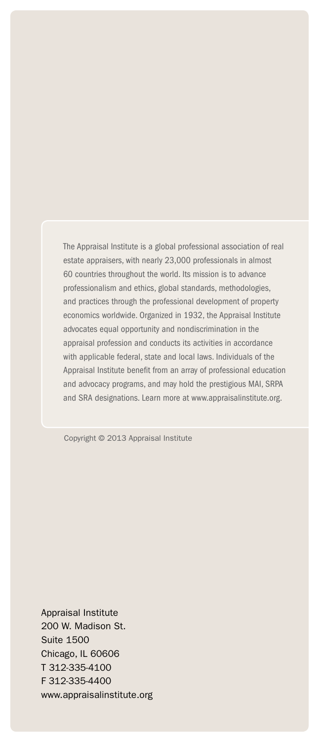The Appraisal Institute is a global professional association of real estate appraisers, with nearly 23,000 professionals in almost 60 countries throughout the world. Its mission is to advance professionalism and ethics, global standards, methodologies, and practices through the professional development of property economics worldwide. Organized in 1932, the Appraisal Institute advocates equal opportunity and nondiscrimination in the appraisal profession and conducts its activities in accordance with applicable federal, state and local laws. Individuals of the Appraisal Institute benefit from an array of professional education and advocacy programs, and may hold the prestigious MAI, SRPA and SRA designations. Learn more at www.appraisalinstitute.org.

Copyright © 2013 Appraisal Institute

Appraisal Institute
200 W. Madison St.
Suite 1500
Chicago, IL 60606
T 312-335-4100
F 312-335-4400
www.appraisalinstitute.org